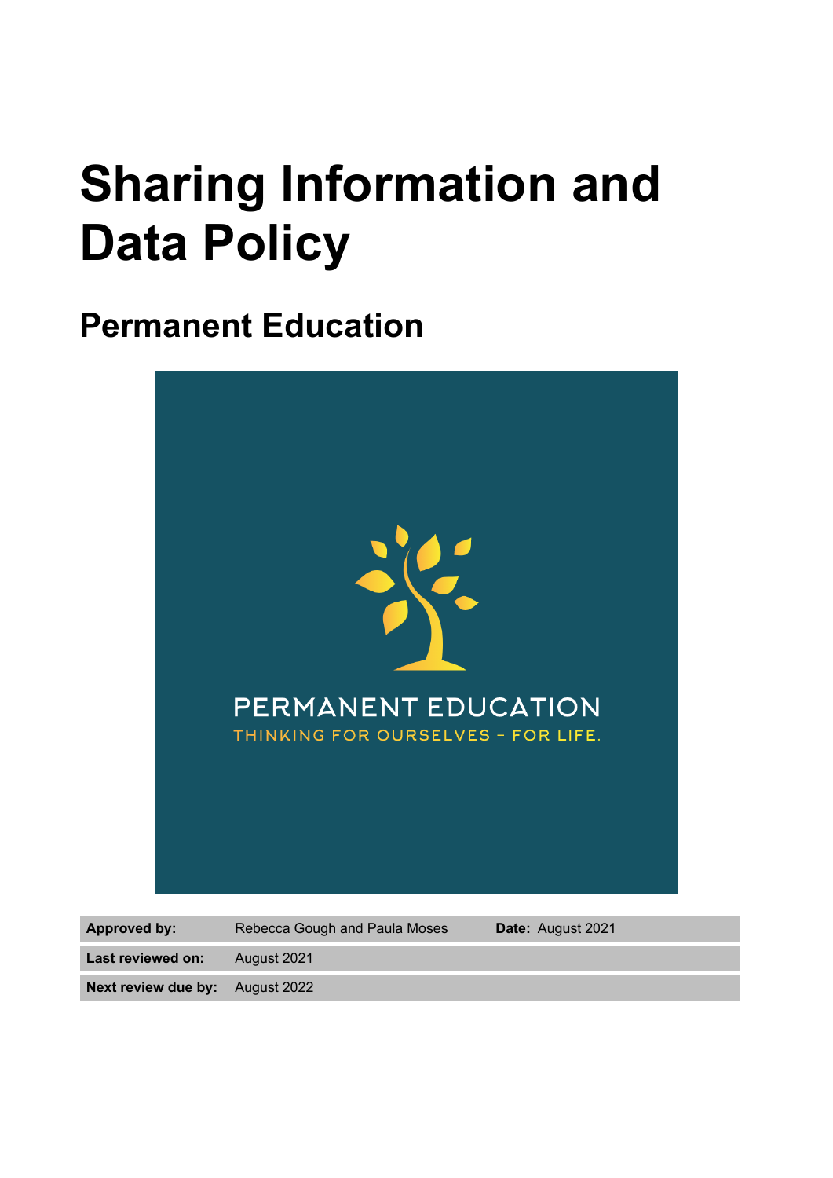# Sharing Information and Data Policy

## Permanent Education

PERMANENT EDUCATION

THINKING FOR OURSELVES – FOR LIFE.

| | | | |
|---|---|---|---|
| **Approved by:** | Rebecca Gough and Paula Moses | **Date:** August 2021 | |
| **Last reviewed on:** | August 2021 | | |
| **Next review due by:** | August 2022 | | |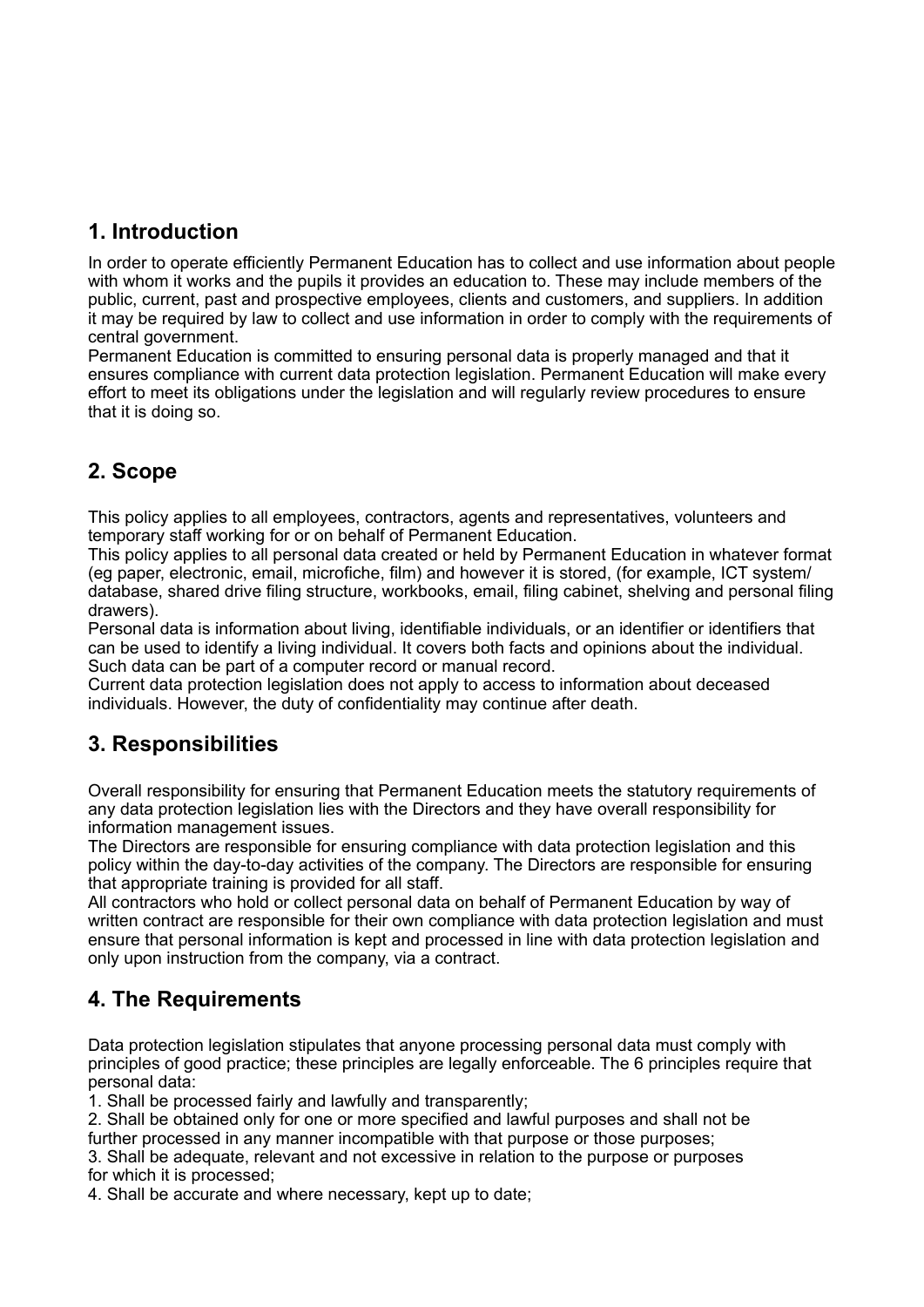## 1. Introduction

In order to operate efficiently Permanent Education has to collect and use information about people with whom it works and the pupils it provides an education to. These may include members of the public, current, past and prospective employees, clients and customers, and suppliers. In addition it may be required by law to collect and use information in order to comply with the requirements of central government.

Permanent Education is committed to ensuring personal data is properly managed and that it ensures compliance with current data protection legislation. Permanent Education will make every effort to meet its obligations under the legislation and will regularly review procedures to ensure that it is doing so.

## 2. Scope

This policy applies to all employees, contractors, agents and representatives, volunteers and temporary staff working for or on behalf of Permanent Education.

This policy applies to all personal data created or held by Permanent Education in whatever format (eg paper, electronic, email, microfiche, film) and however it is stored, (for example, ICT system/database, shared drive filing structure, workbooks, email, filing cabinet, shelving and personal filing drawers).

Personal data is information about living, identifiable individuals, or an identifier or identifiers that can be used to identify a living individual. It covers both facts and opinions about the individual. Such data can be part of a computer record or manual record.

Current data protection legislation does not apply to access to information about deceased individuals. However, the duty of confidentiality may continue after death.

## 3. Responsibilities

Overall responsibility for ensuring that Permanent Education meets the statutory requirements of any data protection legislation lies with the Directors and they have overall responsibility for information management issues.

The Directors are responsible for ensuring compliance with data protection legislation and this policy within the day-to-day activities of the company. The Directors are responsible for ensuring that appropriate training is provided for all staff.

All contractors who hold or collect personal data on behalf of Permanent Education by way of written contract are responsible for their own compliance with data protection legislation and must ensure that personal information is kept and processed in line with data protection legislation and only upon instruction from the company, via a contract.

## 4. The Requirements

Data protection legislation stipulates that anyone processing personal data must comply with principles of good practice; these principles are legally enforceable. The 6 principles require that personal data:

1. Shall be processed fairly and lawfully and transparently;
2. Shall be obtained only for one or more specified and lawful purposes and shall not be further processed in any manner incompatible with that purpose or those purposes;
3. Shall be adequate, relevant and not excessive in relation to the purpose or purposes for which it is processed;
4. Shall be accurate and where necessary, kept up to date;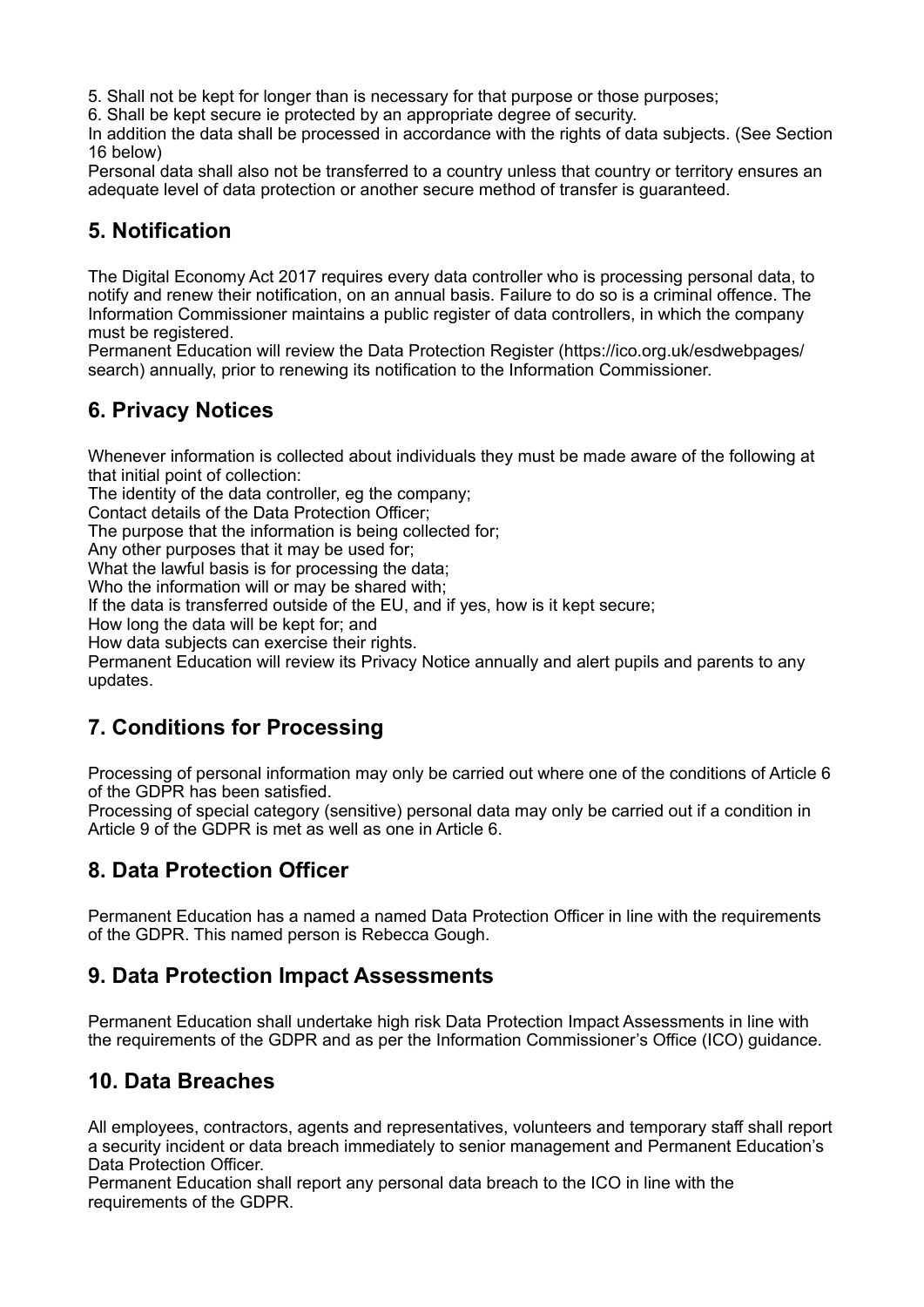5. Shall not be kept for longer than is necessary for that purpose or those purposes;
6. Shall be kept secure ie protected by an appropriate degree of security.

In addition the data shall be processed in accordance with the rights of data subjects. (See Section 16 below)

Personal data shall also not be transferred to a country unless that country or territory ensures an adequate level of data protection or another secure method of transfer is guaranteed.

## 5. Notification

The Digital Economy Act 2017 requires every data controller who is processing personal data, to notify and renew their notification, on an annual basis. Failure to do so is a criminal offence. The Information Commissioner maintains a public register of data controllers, in which the company must be registered.

Permanent Education will review the Data Protection Register (https://ico.org.uk/esdwebpages/search) annually, prior to renewing its notification to the Information Commissioner.

## 6. Privacy Notices

Whenever information is collected about individuals they must be made aware of the following at that initial point of collection:

The identity of the data controller, eg the company;
Contact details of the Data Protection Officer;
The purpose that the information is being collected for;
Any other purposes that it may be used for;
What the lawful basis is for processing the data;
Who the information will or may be shared with;
If the data is transferred outside of the EU, and if yes, how is it kept secure;
How long the data will be kept for; and
How data subjects can exercise their rights.

Permanent Education will review its Privacy Notice annually and alert pupils and parents to any updates.

## 7. Conditions for Processing

Processing of personal information may only be carried out where one of the conditions of Article 6 of the GDPR has been satisfied.

Processing of special category (sensitive) personal data may only be carried out if a condition in Article 9 of the GDPR is met as well as one in Article 6.

## 8. Data Protection Officer

Permanent Education has a named a named Data Protection Officer in line with the requirements of the GDPR. This named person is Rebecca Gough.

## 9. Data Protection Impact Assessments

Permanent Education shall undertake high risk Data Protection Impact Assessments in line with the requirements of the GDPR and as per the Information Commissioner's Office (ICO) guidance.

## 10. Data Breaches

All employees, contractors, agents and representatives, volunteers and temporary staff shall report a security incident or data breach immediately to senior management and Permanent Education's Data Protection Officer.

Permanent Education shall report any personal data breach to the ICO in line with the requirements of the GDPR.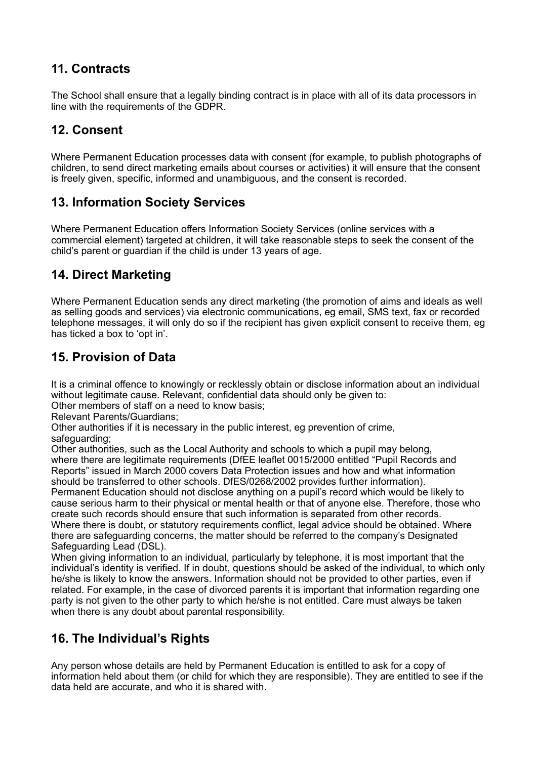## 11. Contracts

The School shall ensure that a legally binding contract is in place with all of its data processors in line with the requirements of the GDPR.

## 12. Consent

Where Permanent Education processes data with consent (for example, to publish photographs of children, to send direct marketing emails about courses or activities) it will ensure that the consent is freely given, specific, informed and unambiguous, and the consent is recorded.

## 13. Information Society Services

Where Permanent Education offers Information Society Services (online services with a commercial element) targeted at children, it will take reasonable steps to seek the consent of the child's parent or guardian if the child is under 13 years of age.

## 14. Direct Marketing

Where Permanent Education sends any direct marketing (the promotion of aims and ideals as well as selling goods and services) via electronic communications, eg email, SMS text, fax or recorded telephone messages, it will only do so if the recipient has given explicit consent to receive them, eg has ticked a box to 'opt in'.

## 15. Provision of Data

It is a criminal offence to knowingly or recklessly obtain or disclose information about an individual without legitimate cause. Relevant, confidential data should only be given to:
Other members of staff on a need to know basis;
Relevant Parents/Guardians;
Other authorities if it is necessary in the public interest, eg prevention of crime, safeguarding;
Other authorities, such as the Local Authority and schools to which a pupil may belong, where there are legitimate requirements (DfEE leaflet 0015/2000 entitled "Pupil Records and Reports" issued in March 2000 covers Data Protection issues and how and what information should be transferred to other schools. DfES/0268/2002 provides further information).
Permanent Education should not disclose anything on a pupil's record which would be likely to cause serious harm to their physical or mental health or that of anyone else. Therefore, those who create such records should ensure that such information is separated from other records.
Where there is doubt, or statutory requirements conflict, legal advice should be obtained. Where there are safeguarding concerns, the matter should be referred to the company's Designated Safeguarding Lead (DSL).
When giving information to an individual, particularly by telephone, it is most important that the individual's identity is verified. If in doubt, questions should be asked of the individual, to which only he/she is likely to know the answers. Information should not be provided to other parties, even if related. For example, in the case of divorced parents it is important that information regarding one party is not given to the other party to which he/she is not entitled. Care must always be taken when there is any doubt about parental responsibility.

## 16. The Individual's Rights

Any person whose details are held by Permanent Education is entitled to ask for a copy of information held about them (or child for which they are responsible). They are entitled to see if the data held are accurate, and who it is shared with.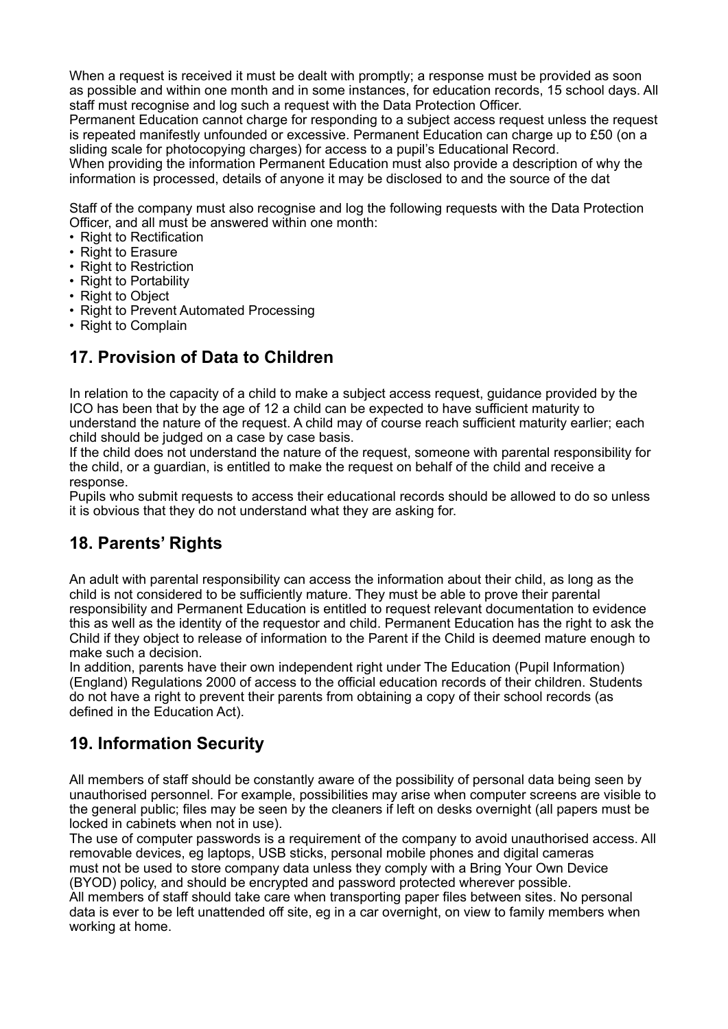When a request is received it must be dealt with promptly; a response must be provided as soon as possible and within one month and in some instances, for education records, 15 school days. All staff must recognise and log such a request with the Data Protection Officer.
Permanent Education cannot charge for responding to a subject access request unless the request is repeated manifestly unfounded or excessive. Permanent Education can charge up to £50 (on a sliding scale for photocopying charges) for access to a pupil's Educational Record.
When providing the information Permanent Education must also provide a description of why the information is processed, details of anyone it may be disclosed to and the source of the dat

Staff of the company must also recognise and log the following requests with the Data Protection Officer, and all must be answered within one month:

- Right to Rectification
- Right to Erasure
- Right to Restriction
- Right to Portability
- Right to Object
- Right to Prevent Automated Processing
- Right to Complain

## 17. Provision of Data to Children

In relation to the capacity of a child to make a subject access request, guidance provided by the ICO has been that by the age of 12 a child can be expected to have sufficient maturity to understand the nature of the request. A child may of course reach sufficient maturity earlier; each child should be judged on a case by case basis.
If the child does not understand the nature of the request, someone with parental responsibility for the child, or a guardian, is entitled to make the request on behalf of the child and receive a response.
Pupils who submit requests to access their educational records should be allowed to do so unless it is obvious that they do not understand what they are asking for.

## 18. Parents' Rights

An adult with parental responsibility can access the information about their child, as long as the child is not considered to be sufficiently mature. They must be able to prove their parental responsibility and Permanent Education is entitled to request relevant documentation to evidence this as well as the identity of the requestor and child. Permanent Education has the right to ask the Child if they object to release of information to the Parent if the Child is deemed mature enough to make such a decision.
In addition, parents have their own independent right under The Education (Pupil Information) (England) Regulations 2000 of access to the official education records of their children. Students do not have a right to prevent their parents from obtaining a copy of their school records (as defined in the Education Act).

## 19. Information Security

All members of staff should be constantly aware of the possibility of personal data being seen by unauthorised personnel. For example, possibilities may arise when computer screens are visible to the general public; files may be seen by the cleaners if left on desks overnight (all papers must be locked in cabinets when not in use).
The use of computer passwords is a requirement of the company to avoid unauthorised access. All removable devices, eg laptops, USB sticks, personal mobile phones and digital cameras must not be used to store company data unless they comply with a Bring Your Own Device (BYOD) policy, and should be encrypted and password protected wherever possible.
All members of staff should take care when transporting paper files between sites. No personal data is ever to be left unattended off site, eg in a car overnight, on view to family members when working at home.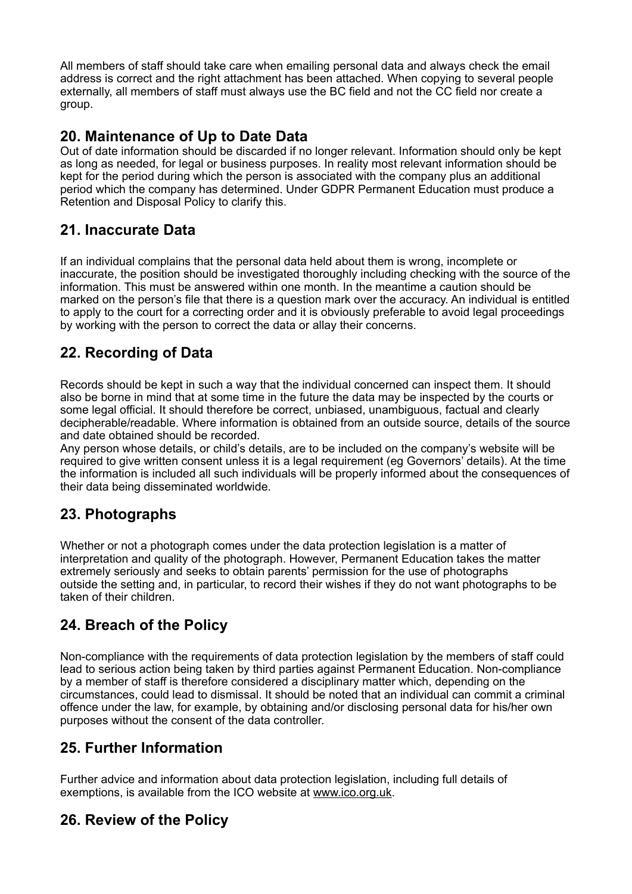All members of staff should take care when emailing personal data and always check the email address is correct and the right attachment has been attached. When copying to several people externally, all members of staff must always use the BC field and not the CC field nor create a group.

## 20. Maintenance of Up to Date Data

Out of date information should be discarded if no longer relevant. Information should only be kept as long as needed, for legal or business purposes. In reality most relevant information should be kept for the period during which the person is associated with the company plus an additional period which the company has determined. Under GDPR Permanent Education must produce a Retention and Disposal Policy to clarify this.

## 21. Inaccurate Data

If an individual complains that the personal data held about them is wrong, incomplete or inaccurate, the position should be investigated thoroughly including checking with the source of the information. This must be answered within one month. In the meantime a caution should be marked on the person's file that there is a question mark over the accuracy. An individual is entitled to apply to the court for a correcting order and it is obviously preferable to avoid legal proceedings by working with the person to correct the data or allay their concerns.

## 22. Recording of Data

Records should be kept in such a way that the individual concerned can inspect them. It should also be borne in mind that at some time in the future the data may be inspected by the courts or some legal official. It should therefore be correct, unbiased, unambiguous, factual and clearly decipherable/readable. Where information is obtained from an outside source, details of the source and date obtained should be recorded.

Any person whose details, or child's details, are to be included on the company's website will be required to give written consent unless it is a legal requirement (eg Governors' details). At the time the information is included all such individuals will be properly informed about the consequences of their data being disseminated worldwide.

## 23. Photographs

Whether or not a photograph comes under the data protection legislation is a matter of interpretation and quality of the photograph. However, Permanent Education takes the matter extremely seriously and seeks to obtain parents' permission for the use of photographs outside the setting and, in particular, to record their wishes if they do not want photographs to be taken of their children.

## 24. Breach of the Policy

Non-compliance with the requirements of data protection legislation by the members of staff could lead to serious action being taken by third parties against Permanent Education. Non-compliance by a member of staff is therefore considered a disciplinary matter which, depending on the circumstances, could lead to dismissal. It should be noted that an individual can commit a criminal offence under the law, for example, by obtaining and/or disclosing personal data for his/her own purposes without the consent of the data controller.

## 25. Further Information

Further advice and information about data protection legislation, including full details of exemptions, is available from the ICO website at www.ico.org.uk.

## 26. Review of the Policy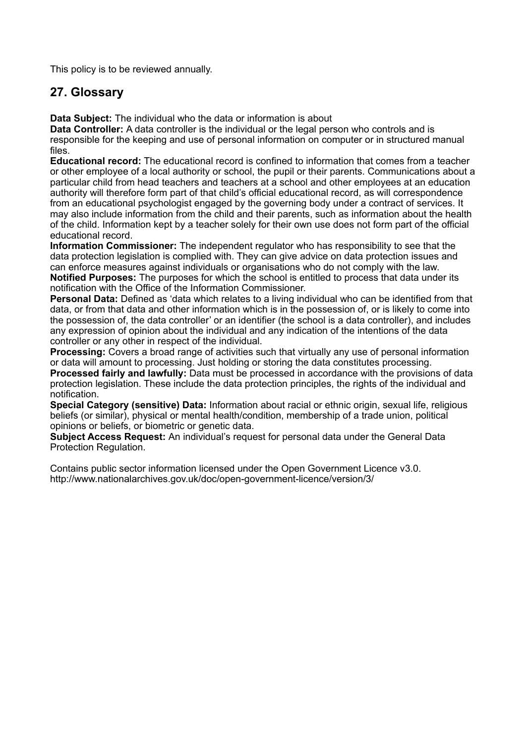This policy is to be reviewed annually.

## 27. Glossary

**Data Subject:** The individual who the data or information is about
**Data Controller:** A data controller is the individual or the legal person who controls and is responsible for the keeping and use of personal information on computer or in structured manual files.
**Educational record:** The educational record is confined to information that comes from a teacher or other employee of a local authority or school, the pupil or their parents. Communications about a particular child from head teachers and teachers at a school and other employees at an education authority will therefore form part of that child's official educational record, as will correspondence from an educational psychologist engaged by the governing body under a contract of services. It may also include information from the child and their parents, such as information about the health of the child. Information kept by a teacher solely for their own use does not form part of the official educational record.
**Information Commissioner:** The independent regulator who has responsibility to see that the data protection legislation is complied with. They can give advice on data protection issues and can enforce measures against individuals or organisations who do not comply with the law.
**Notified Purposes:** The purposes for which the school is entitled to process that data under its notification with the Office of the Information Commissioner.
**Personal Data:** Defined as 'data which relates to a living individual who can be identified from that data, or from that data and other information which is in the possession of, or is likely to come into the possession of, the data controller' or an identifier (the school is a data controller), and includes any expression of opinion about the individual and any indication of the intentions of the data controller or any other in respect of the individual.
**Processing:** Covers a broad range of activities such that virtually any use of personal information or data will amount to processing. Just holding or storing the data constitutes processing.
**Processed fairly and lawfully:** Data must be processed in accordance with the provisions of data protection legislation. These include the data protection principles, the rights of the individual and notification.
**Special Category (sensitive) Data:** Information about racial or ethnic origin, sexual life, religious beliefs (or similar), physical or mental health/condition, membership of a trade union, political opinions or beliefs, or biometric or genetic data.
**Subject Access Request:** An individual's request for personal data under the General Data Protection Regulation.

Contains public sector information licensed under the Open Government Licence v3.0.
http://www.nationalarchives.gov.uk/doc/open-government-licence/version/3/